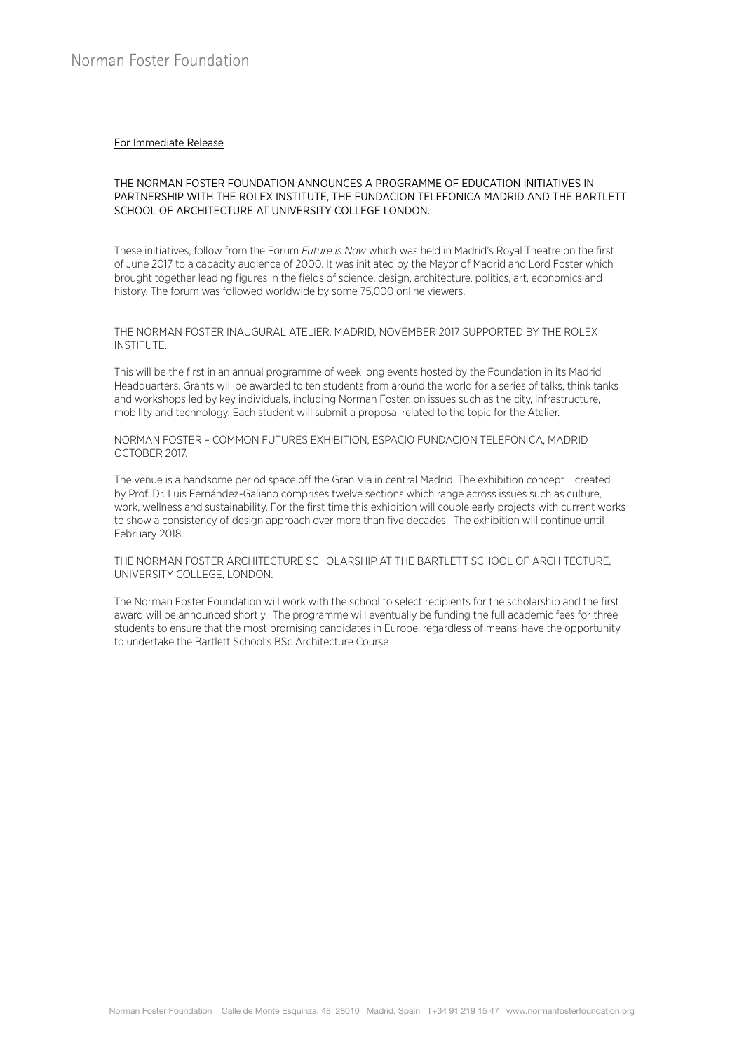Norman Foster Foundation

For Immediate Release

## THE NORMAN FOSTER FOUNDATION ANNOUNCES A PROGRAMME OF EDUCATION INITIATIVES IN PARTNERSHIP WITH THE ROLEX INSTITUTE, THE FUNDACION TELEFONICA MADRID AND THE BARTLETT SCHOOL OF ARCHITECTURE AT UNIVERSITY COLLEGE LONDON.

These initiatives, follow from the Forum *Future is Now* which was held in Madrid's Royal Theatre on the first of June 2017 to a capacity audience of 2000. It was initiated by the Mayor of Madrid and Lord Foster which brought together leading figures in the fields of science, design, architecture, politics, art, economics and history. The forum was followed worldwide by some 75,000 online viewers.

### THE NORMAN FOSTER INAUGURAL ATELIER, MADRID, NOVEMBER 2017 SUPPORTED BY THE ROLEX INSTITUTE.

This will be the first in an annual programme of week long events hosted by the Foundation in its Madrid Headquarters. Grants will be awarded to ten students from around the world for a series of talks, think tanks and workshops led by key individuals, including Norman Foster, on issues such as the city, infrastructure, mobility and technology. Each student will submit a proposal related to the topic for the Atelier.

### NORMAN FOSTER – COMMON FUTURES EXHIBITION, ESPACIO FUNDACION TELEFONICA, MADRID OCTOBER 2017.

The venue is a handsome period space off the Gran Via in central Madrid. The exhibition concept created by Prof. Dr. Luis Fernández-Galiano comprises twelve sections which range across issues such as culture, work, wellness and sustainability. For the first time this exhibition will couple early projects with current works to show a consistency of design approach over more than five decades. The exhibition will continue until February 2018.

### THE NORMAN FOSTER ARCHITECTURE SCHOLARSHIP AT THE BARTLETT SCHOOL OF ARCHITECTURE, UNIVERSITY COLLEGE, LONDON.

The Norman Foster Foundation will work with the school to select recipients for the scholarship and the first award will be announced shortly. The programme will eventually be funding the full academic fees for three students to ensure that the most promising candidates in Europe, regardless of means, have the opportunity to undertake the Bartlett School's BSc Architecture Course

Norman Foster Foundation Calle de Monte Esquinza, 48 28010 Madrid, Spain T+34 91 219 15 47 www.normanfosterfoundation.org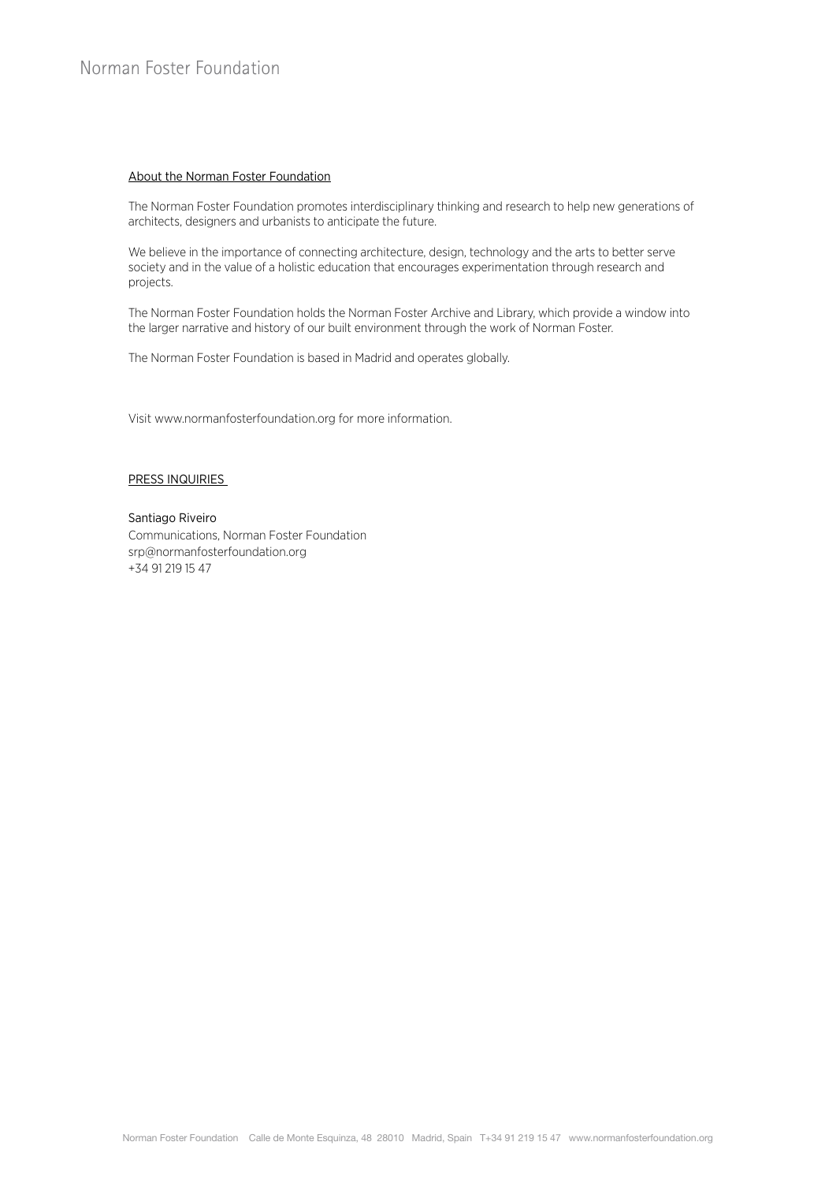## About the Norman Foster Foundation

The Norman Foster Foundation promotes interdisciplinary thinking and research to help new generations of architects, designers and urbanists to anticipate the future.

We believe in the importance of connecting architecture, design, technology and the arts to better serve society and in the value of a holistic education that encourages experimentation through research and projects.

The Norman Foster Foundation holds the Norman Foster Archive and Library, which provide a window into the larger narrative and history of our built environment through the work of Norman Foster.

The Norman Foster Foundation is based in Madrid and operates globally.

Visit www.normanfosterfoundation.org for more information.

## PRESS INQUIRIES

Santiago Riveiro
Communications, Norman Foster Foundation
srp@normanfosterfoundation.org
+34 91 219 15 47